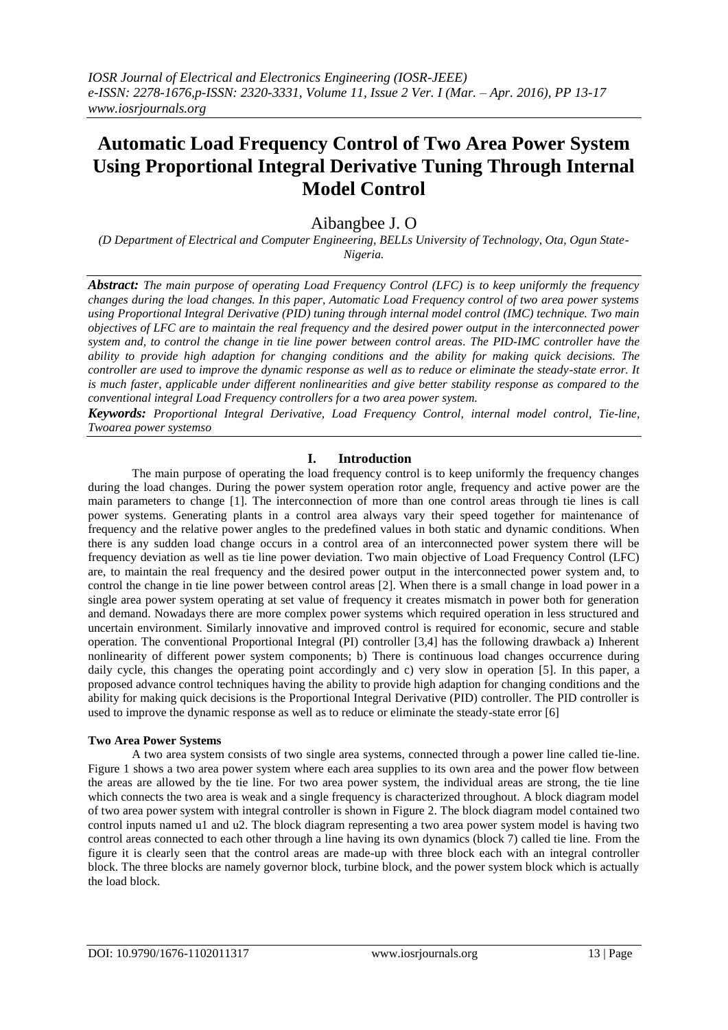# Automatic Load Frequency Control of Two Area Power System Using Proportional Integral Derivative Tuning Through Internal Model Control

Aibangbee J. O

*(D Department of Electrical and Computer Engineering, BELLs University of Technology, Ota, Ogun State-Nigeria.*

***Abstract:*** *The main purpose of operating Load Frequency Control (LFC) is to keep uniformly the frequency changes during the load changes. In this paper, Automatic Load Frequency control of two area power systems using Proportional Integral Derivative (PID) tuning through internal model control (IMC) technique. Two main objectives of LFC are to maintain the real frequency and the desired power output in the interconnected power system and, to control the change in tie line power between control areas. The PID-IMC controller have the ability to provide high adaption for changing conditions and the ability for making quick decisions. The controller are used to improve the dynamic response as well as to reduce or eliminate the steady-state error. It is much faster, applicable under different nonlinearities and give better stability response as compared to the conventional integral Load Frequency controllers for a two area power system.*

***Keywords:*** *Proportional Integral Derivative, Load Frequency Control, internal model control, Tie-line, Twoarea power systemso*

## I. Introduction

The main purpose of operating the load frequency control is to keep uniformly the frequency changes during the load changes. During the power system operation rotor angle, frequency and active power are the main parameters to change [1]. The interconnection of more than one control areas through tie lines is call power systems. Generating plants in a control area always vary their speed together for maintenance of frequency and the relative power angles to the predefined values in both static and dynamic conditions. When there is any sudden load change occurs in a control area of an interconnected power system there will be frequency deviation as well as tie line power deviation. Two main objective of Load Frequency Control (LFC) are, to maintain the real frequency and the desired power output in the interconnected power system and, to control the change in tie line power between control areas [2]. When there is a small change in load power in a single area power system operating at set value of frequency it creates mismatch in power both for generation and demand. Nowadays there are more complex power systems which required operation in less structured and uncertain environment. Similarly innovative and improved control is required for economic, secure and stable operation. The conventional Proportional Integral (PI) controller [3,4] has the following drawback a) Inherent nonlinearity of different power system components; b) There is continuous load changes occurrence during daily cycle, this changes the operating point accordingly and c) very slow in operation [5]. In this paper, a proposed advance control techniques having the ability to provide high adaption for changing conditions and the ability for making quick decisions is the Proportional Integral Derivative (PID) controller. The PID controller is used to improve the dynamic response as well as to reduce or eliminate the steady-state error [6]

### Two Area Power Systems

A two area system consists of two single area systems, connected through a power line called tie-line. Figure 1 shows a two area power system where each area supplies to its own area and the power flow between the areas are allowed by the tie line. For two area power system, the individual areas are strong, the tie line which connects the two area is weak and a single frequency is characterized throughout. A block diagram model of two area power system with integral controller is shown in Figure 2. The block diagram model contained two control inputs named u1 and u2. The block diagram representing a two area power system model is having two control areas connected to each other through a line having its own dynamics (block 7) called tie line. From the figure it is clearly seen that the control areas are made-up with three block each with an integral controller block. The three blocks are namely governor block, turbine block, and the power system block which is actually the load block.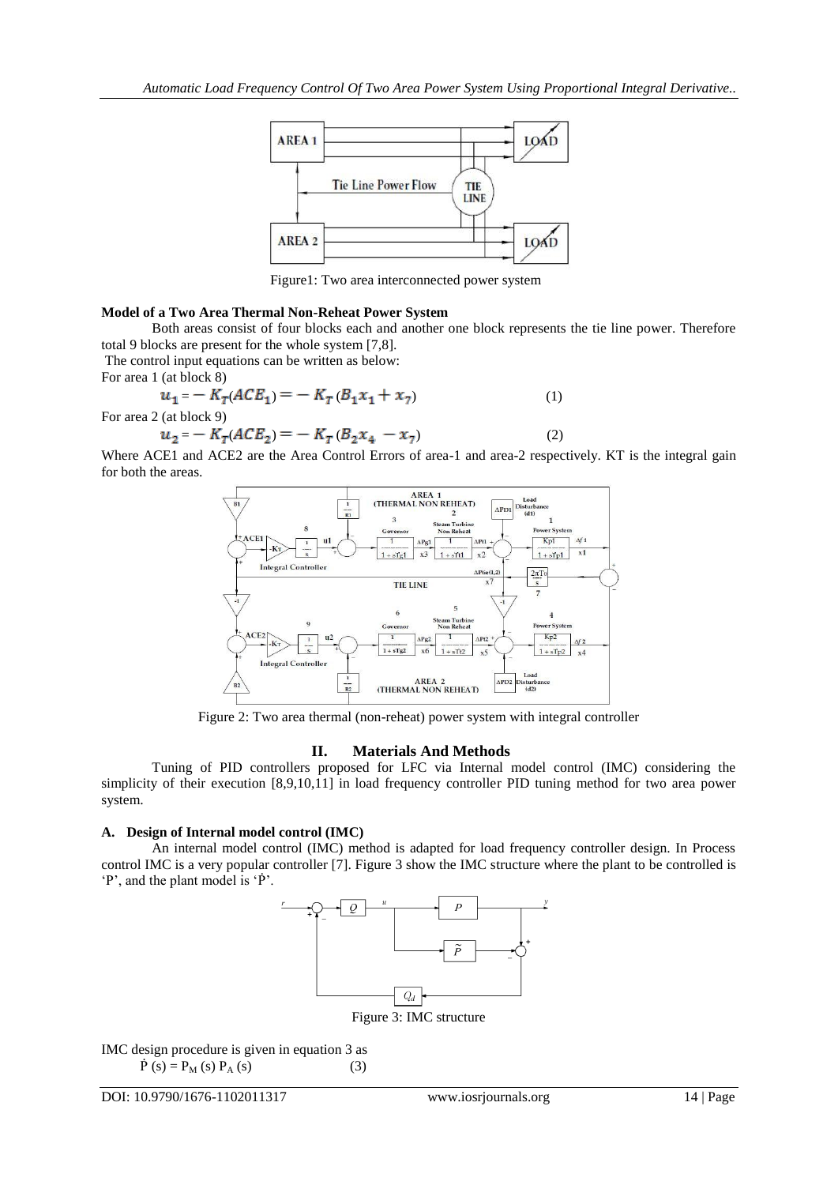Figure1: Two area interconnected power system

**Model of a Two Area Thermal Non-Reheat Power System**

Both areas consist of four blocks each and another one block represents the tie line power. Therefore total 9 blocks are present for the whole system [7,8].

The control input equations can be written as below:

For area 1 (at block 8)

$$u_1 = -K_T(ACE_1) = -K_T(B_1x_1 + x_7) \quad (1)$$

For area 2 (at block 9)

$$u_2 = -K_T(ACE_2) = -K_T(B_2x_4 - x_7) \quad (2)$$

Where ACE1 and ACE2 are the Area Control Errors of area-1 and area-2 respectively. KT is the integral gain for both the areas.

Figure 2: Two area thermal (non-reheat) power system with integral controller

## II. Materials And Methods

Tuning of PID controllers proposed for LFC via Internal model control (IMC) considering the simplicity of their execution [8,9,10,11] in load frequency controller PID tuning method for two area power system.

### A. Design of Internal model control (IMC)

An internal model control (IMC) method is adapted for load frequency controller design. In Process control IMC is a very popular controller [7]. Figure 3 show the IMC structure where the plant to be controlled is 'P', and the plant model is 'Ṕ'.

Figure 3: IMC structure

IMC design procedure is given in equation 3 as

$$\acute{P}(s) = P_M(s)\, P_A(s) \quad (3)$$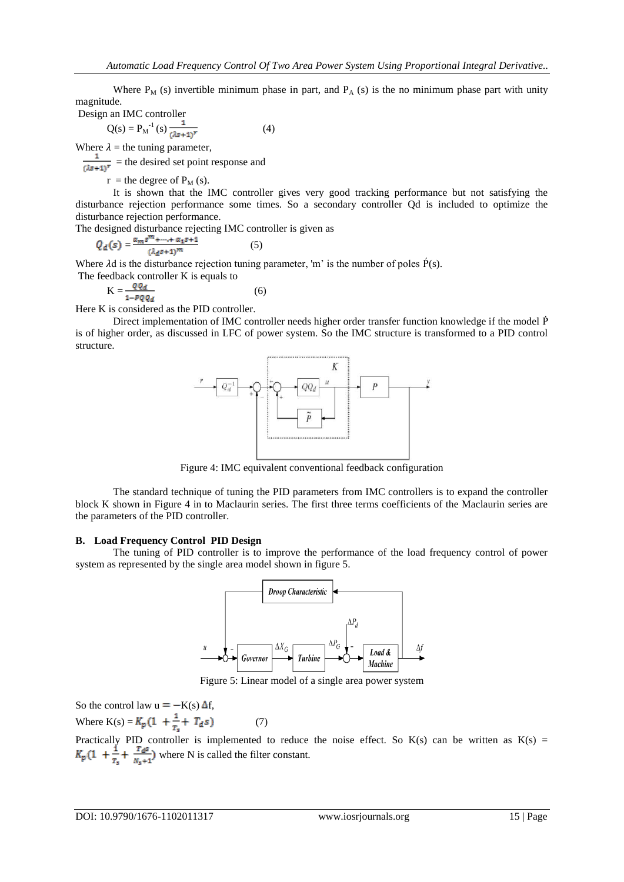Where $P_M$ (s) invertible minimum phase in part, and $P_A$ (s) is the no minimum phase part with unity magnitude.

Design an IMC controller

$$Q(s) = P_M^{-1}(s)\frac{1}{(\lambda s+1)^r} \qquad (4)$$

Where $\lambda$ = the tuning parameter,

$\frac{1}{(\lambda s+1)^r}$ = the desired set point response and

$r$ = the degree of $P_M$ (s).

It is shown that the IMC controller gives very good tracking performance but not satisfying the disturbance rejection performance some times. So a secondary controller Qd is included to optimize the disturbance rejection performance.

The designed disturbance rejecting IMC controller is given as

$$Q_d(s) = \frac{\alpha_m s^m + \dots + \alpha_1 s + 1}{(\lambda_d s+1)^m} \qquad (5)$$

Where $\lambda$d is the disturbance rejection tuning parameter, 'm' is the number of poles $\acute{P}$(s).

The feedback controller K is equals to

$$K = \frac{QQ_d}{1-PQQ_d} \qquad (6)$$

Here K is considered as the PID controller.

Direct implementation of IMC controller needs higher order transfer function knowledge if the model $\dot{P}$ is of higher order, as discussed in LFC of power system. So the IMC structure is transformed to a PID control structure.

Figure 4: IMC equivalent conventional feedback configuration

The standard technique of tuning the PID parameters from IMC controllers is to expand the controller block K shown in Figure 4 in to Maclaurin series. The first three terms coefficients of the Maclaurin series are the parameters of the PID controller.

### B. Load Frequency Control PID Design

The tuning of PID controller is to improve the performance of the load frequency control of power system as represented by the single area model shown in figure 5.

Figure 5: Linear model of a single area power system

So the control law $u = -K(s)\,\Delta f$,

Where $K(s) = K_p(1 + \frac{1}{T_i} + T_d s)$ (7)

Practically PID controller is implemented to reduce the noise effect. So K(s) can be written as $K(s) = K_p(1 + \frac{1}{T_i} + \frac{T_d s}{N_s+1})$ where N is called the filter constant.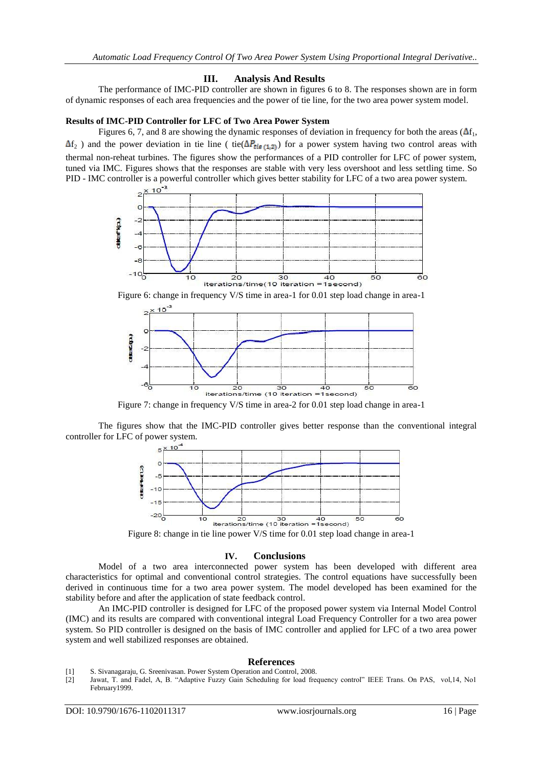## III. Analysis And Results

The performance of IMC-PID controller are shown in figures 6 to 8. The responses shown are in form of dynamic responses of each area frequencies and the power of tie line, for the two area power system model.

**Results of IMC-PID Controller for LFC of Two Area Power System**

Figures 6, 7, and 8 are showing the dynamic responses of deviation in frequency for both the areas ($\Delta f_1$, $\Delta f_2$ ) and the power deviation in tie line ( tie($\Delta P_{tie\,(1,2)}$) for a power system having two control areas with thermal non-reheat turbines. The figures show the performances of a PID controller for LFC of power system, tuned via IMC. Figures shows that the responses are stable with very less overshoot and less settling time. So PID - IMC controller is a powerful controller which gives better stability for LFC of a two area power system.

Figure 6: change in frequency V/S time in area-1 for 0.01 step load change in area-1

Figure 7: change in frequency V/S time in area-2 for 0.01 step load change in area-1

The figures show that the IMC-PID controller gives better response than the conventional integral controller for LFC of power system.

Figure 8: change in tie line power V/S time for 0.01 step load change in area-1

## IV. Conclusions

Model of a two area interconnected power system has been developed with different area characteristics for optimal and conventional control strategies. The control equations have successfully been derived in continuous time for a two area power system. The model developed has been examined for the stability before and after the application of state feedback control.

An IMC-PID controller is designed for LFC of the proposed power system via Internal Model Control (IMC) and its results are compared with conventional integral Load Frequency Controller for a two area power system. So PID controller is designed on the basis of IMC controller and applied for LFC of a two area power system and well stabilized responses are obtained.

## References

[1] S. Sivanagaraju, G. Sreenivasan. Power System Operation and Control, 2008.

[2] Jawat, T. and Fadel, A, B. "Adaptive Fuzzy Gain Scheduling for load frequency control" IEEE Trans. On PAS, vol,14, No1 February1999.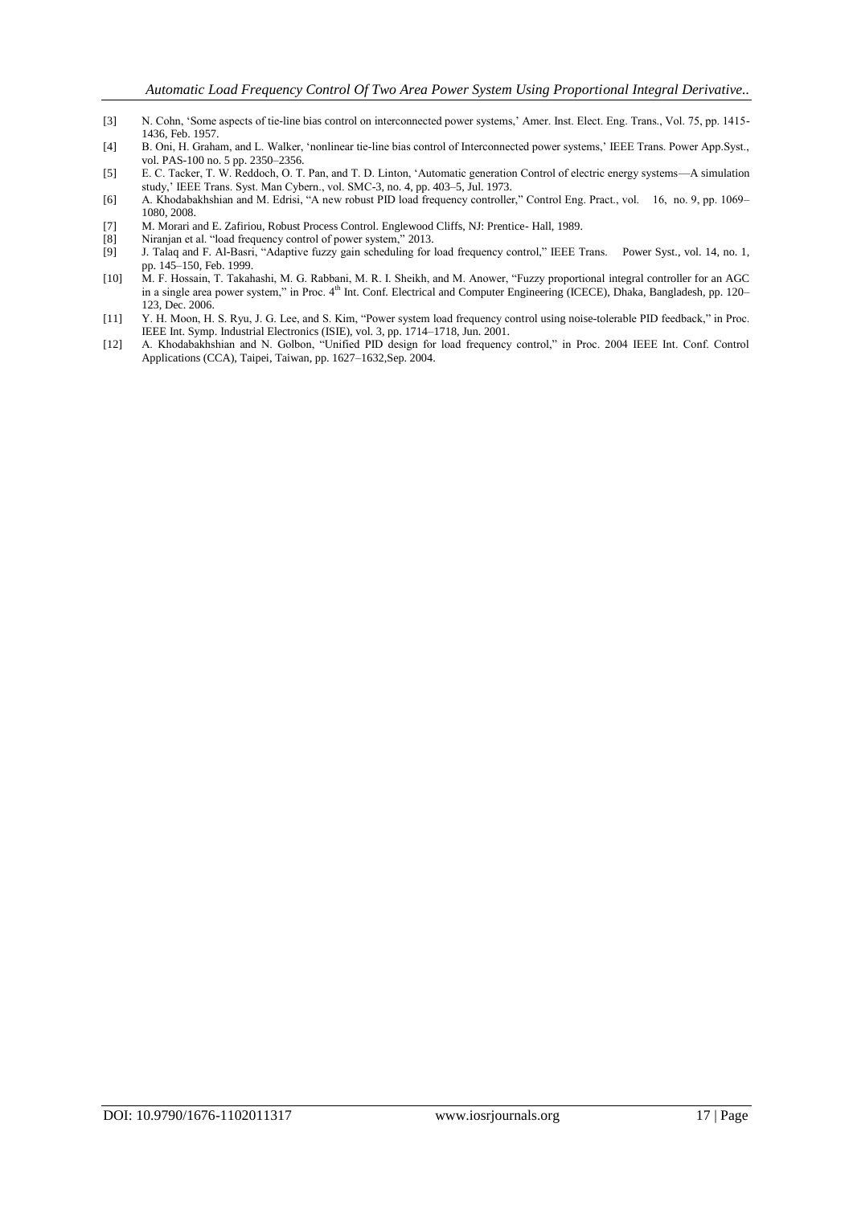[3] N. Cohn, 'Some aspects of tie-line bias control on interconnected power systems,' Amer. Inst. Elect. Eng. Trans., Vol. 75, pp. 1415-1436, Feb. 1957.

[4] B. Oni, H. Graham, and L. Walker, 'nonlinear tie-line bias control of Interconnected power systems,' IEEE Trans. Power App.Syst., vol. PAS-100 no. 5 pp. 2350–2356.

[5] E. C. Tacker, T. W. Reddoch, O. T. Pan, and T. D. Linton, 'Automatic generation Control of electric energy systems—A simulation study,' IEEE Trans. Syst. Man Cybern., vol. SMC-3, no. 4, pp. 403–5, Jul. 1973.

[6] A. Khodabakhshian and M. Edrisi, "A new robust PID load frequency controller," Control Eng. Pract., vol. 16, no. 9, pp. 1069–1080, 2008.

[7] M. Morari and E. Zafiriou, Robust Process Control. Englewood Cliffs, NJ: Prentice- Hall, 1989.

[8] Niranjan et al. "load frequency control of power system," 2013.

[9] J. Talaq and F. Al-Basri, "Adaptive fuzzy gain scheduling for load frequency control," IEEE Trans. Power Syst., vol. 14, no. 1, pp. 145–150, Feb. 1999.

[10] M. F. Hossain, T. Takahashi, M. G. Rabbani, M. R. I. Sheikh, and M. Anower, "Fuzzy proportional integral controller for an AGC in a single area power system," in Proc. 4th Int. Conf. Electrical and Computer Engineering (ICECE), Dhaka, Bangladesh, pp. 120–123, Dec. 2006.

[11] Y. H. Moon, H. S. Ryu, J. G. Lee, and S. Kim, "Power system load frequency control using noise-tolerable PID feedback," in Proc. IEEE Int. Symp. Industrial Electronics (ISIE), vol. 3, pp. 1714–1718, Jun. 2001.

[12] A. Khodabakhshian and N. Golbon, "Unified PID design for load frequency control," in Proc. 2004 IEEE Int. Conf. Control Applications (CCA), Taipei, Taiwan, pp. 1627–1632,Sep. 2004.